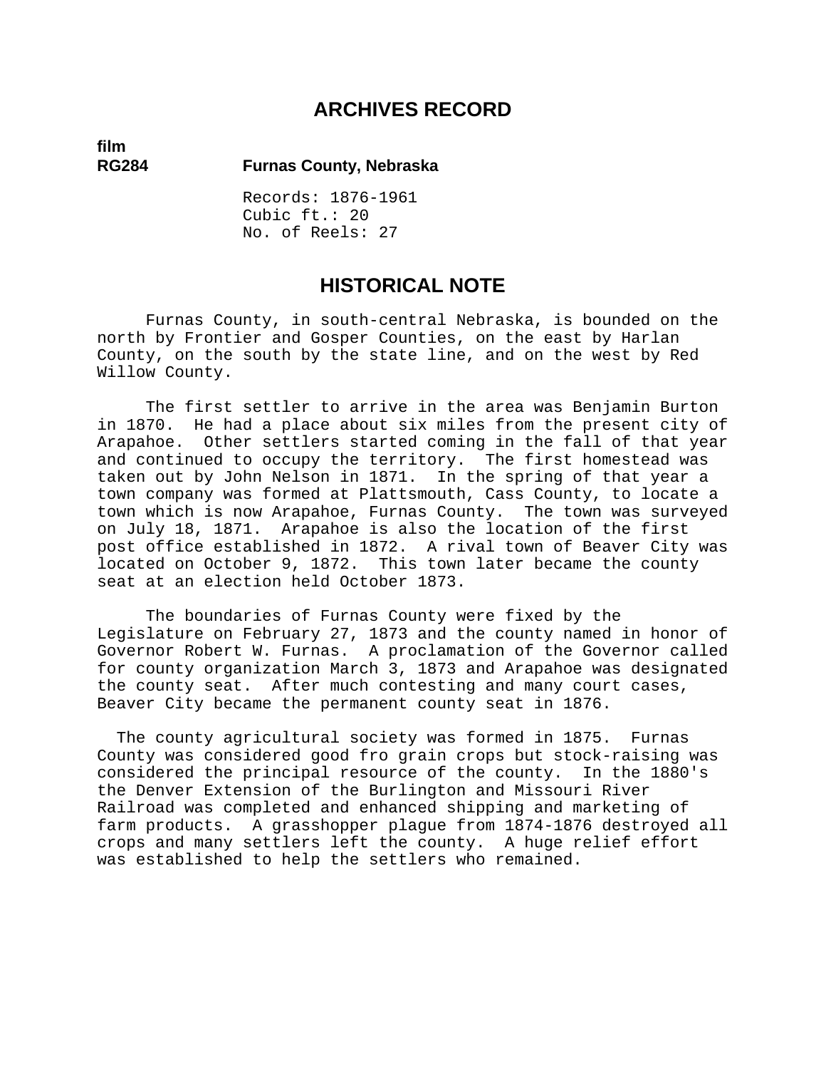# ARCHIVES RECORD

**film**
**RG284** **Furnas County, Nebraska**

Records: 1876-1961
Cubic ft.: 20
No. of Reels: 27

## HISTORICAL NOTE

Furnas County, in south-central Nebraska, is bounded on the north by Frontier and Gosper Counties, on the east by Harlan County, on the south by the state line, and on the west by Red Willow County.

The first settler to arrive in the area was Benjamin Burton in 1870. He had a place about six miles from the present city of Arapahoe. Other settlers started coming in the fall of that year and continued to occupy the territory. The first homestead was taken out by John Nelson in 1871. In the spring of that year a town company was formed at Plattsmouth, Cass County, to locate a town which is now Arapahoe, Furnas County. The town was surveyed on July 18, 1871. Arapahoe is also the location of the first post office established in 1872. A rival town of Beaver City was located on October 9, 1872. This town later became the county seat at an election held October 1873.

The boundaries of Furnas County were fixed by the Legislature on February 27, 1873 and the county named in honor of Governor Robert W. Furnas. A proclamation of the Governor called for county organization March 3, 1873 and Arapahoe was designated the county seat. After much contesting and many court cases, Beaver City became the permanent county seat in 1876.

The county agricultural society was formed in 1875. Furnas County was considered good fro grain crops but stock-raising was considered the principal resource of the county. In the 1880's the Denver Extension of the Burlington and Missouri River Railroad was completed and enhanced shipping and marketing of farm products. A grasshopper plague from 1874-1876 destroyed all crops and many settlers left the county. A huge relief effort was established to help the settlers who remained.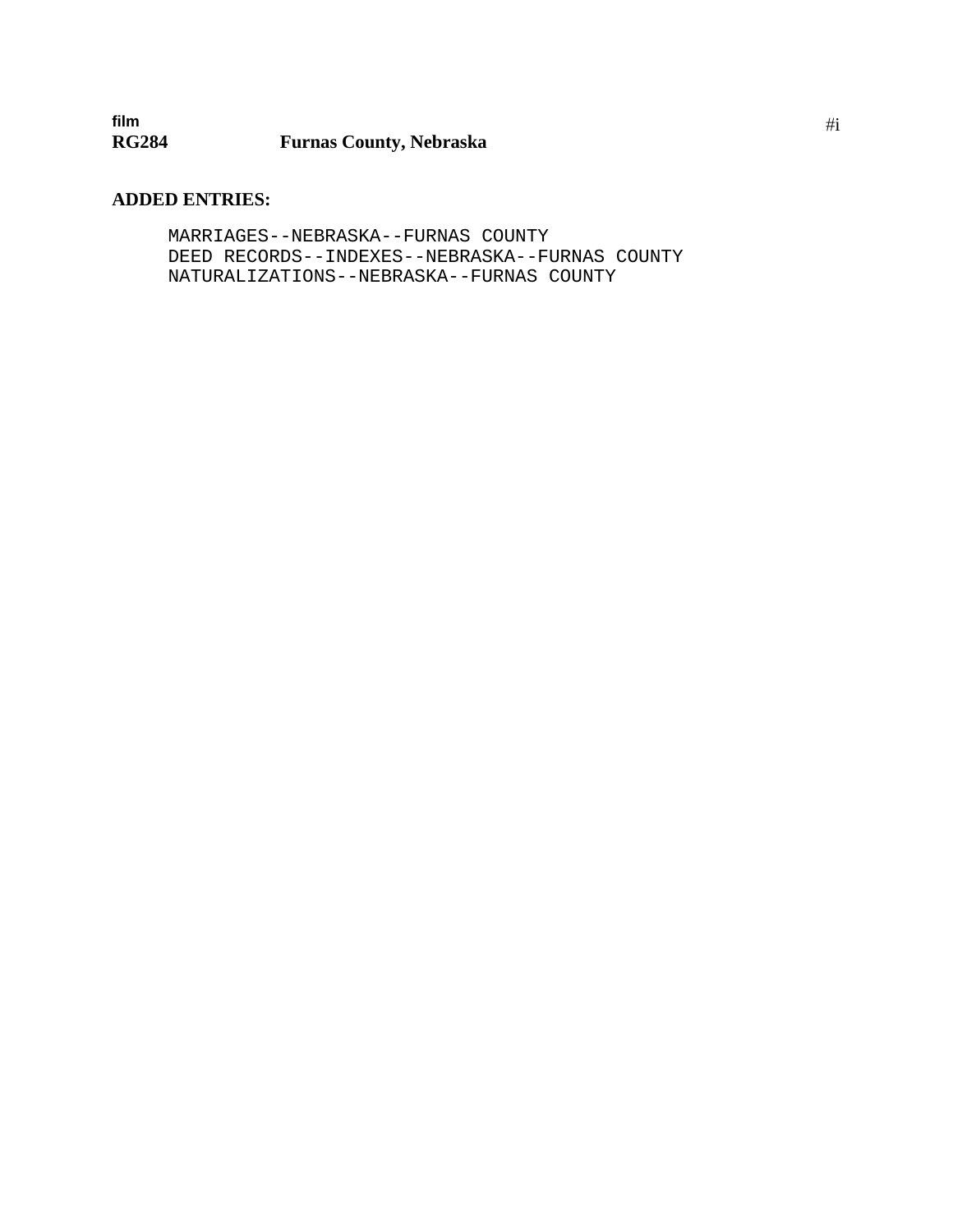film
**RG284** **Furnas County, Nebraska**

**ADDED ENTRIES:**

MARRIAGES--NEBRASKA--FURNAS COUNTY
DEED RECORDS--INDEXES--NEBRASKA--FURNAS COUNTY
NATURALIZATIONS--NEBRASKA--FURNAS COUNTY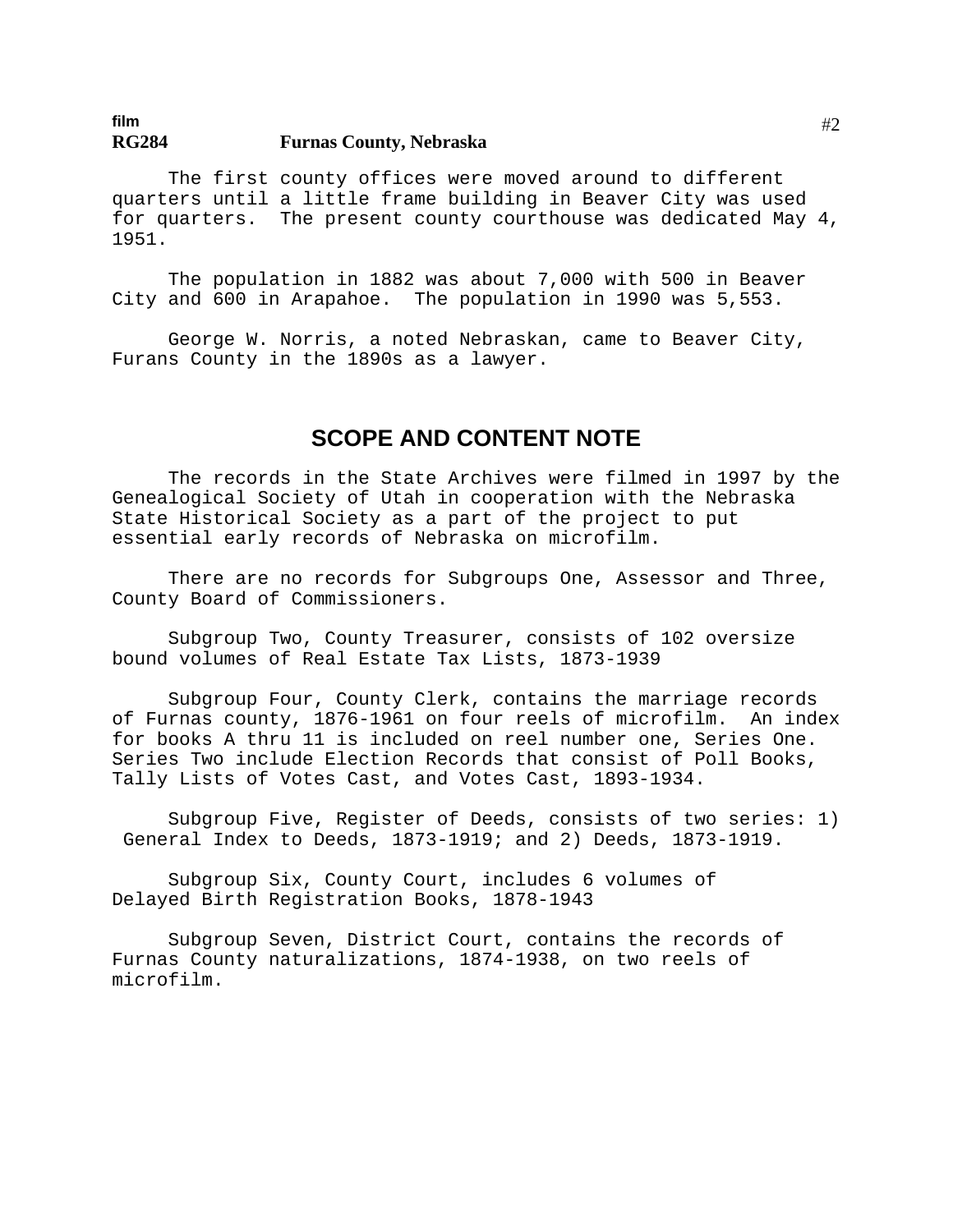film
**RG284 Furnas County, Nebraska**

The first county offices were moved around to different quarters until a little frame building in Beaver City was used for quarters. The present county courthouse was dedicated May 4, 1951.

The population in 1882 was about 7,000 with 500 in Beaver City and 600 in Arapahoe. The population in 1990 was 5,553.

George W. Norris, a noted Nebraskan, came to Beaver City, Furans County in the 1890s as a lawyer.

## SCOPE AND CONTENT NOTE

The records in the State Archives were filmed in 1997 by the Genealogical Society of Utah in cooperation with the Nebraska State Historical Society as a part of the project to put essential early records of Nebraska on microfilm.

There are no records for Subgroups One, Assessor and Three, County Board of Commissioners.

Subgroup Two, County Treasurer, consists of 102 oversize bound volumes of Real Estate Tax Lists, 1873-1939

Subgroup Four, County Clerk, contains the marriage records of Furnas county, 1876-1961 on four reels of microfilm. An index for books A thru 11 is included on reel number one, Series One. Series Two include Election Records that consist of Poll Books, Tally Lists of Votes Cast, and Votes Cast, 1893-1934.

Subgroup Five, Register of Deeds, consists of two series: 1) General Index to Deeds, 1873-1919; and 2) Deeds, 1873-1919.

Subgroup Six, County Court, includes 6 volumes of Delayed Birth Registration Books, 1878-1943

Subgroup Seven, District Court, contains the records of Furnas County naturalizations, 1874-1938, on two reels of microfilm.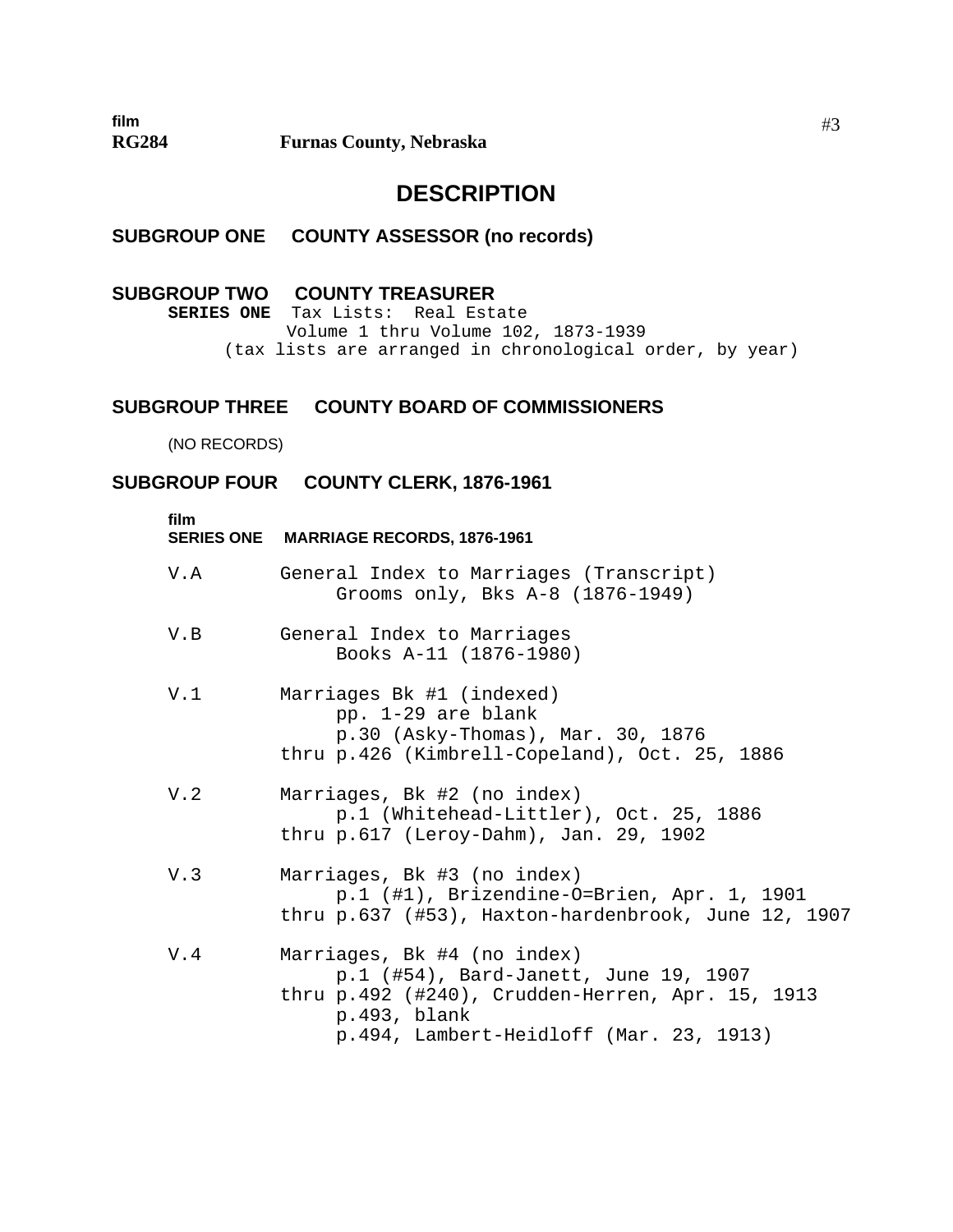film
**RG284** **Furnas County, Nebraska**

## DESCRIPTION

### SUBGROUP ONE COUNTY ASSESSOR (no records)

### SUBGROUP TWO COUNTY TREASURER

**SERIES ONE** Tax Lists: Real Estate
Volume 1 thru Volume 102, 1873-1939
(tax lists are arranged in chronological order, by year)

### SUBGROUP THREE COUNTY BOARD OF COMMISSIONERS

(NO RECORDS)

### SUBGROUP FOUR COUNTY CLERK, 1876-1961

film
**SERIES ONE MARRIAGE RECORDS, 1876-1961**

V.A General Index to Marriages (Transcript)
Grooms only, Bks A-8 (1876-1949)

V.B General Index to Marriages
Books A-11 (1876-1980)

V.1 Marriages Bk #1 (indexed)
pp. 1-29 are blank
p.30 (Asky-Thomas), Mar. 30, 1876
thru p.426 (Kimbrell-Copeland), Oct. 25, 1886

V.2 Marriages, Bk #2 (no index)
p.1 (Whitehead-Littler), Oct. 25, 1886
thru p.617 (Leroy-Dahm), Jan. 29, 1902

V.3 Marriages, Bk #3 (no index)
p.1 (#1), Brizendine-O=Brien, Apr. 1, 1901
thru p.637 (#53), Haxton-hardenbrook, June 12, 1907

V.4 Marriages, Bk #4 (no index)
p.1 (#54), Bard-Janett, June 19, 1907
thru p.492 (#240), Crudden-Herren, Apr. 15, 1913
p.493, blank
p.494, Lambert-Heidloff (Mar. 23, 1913)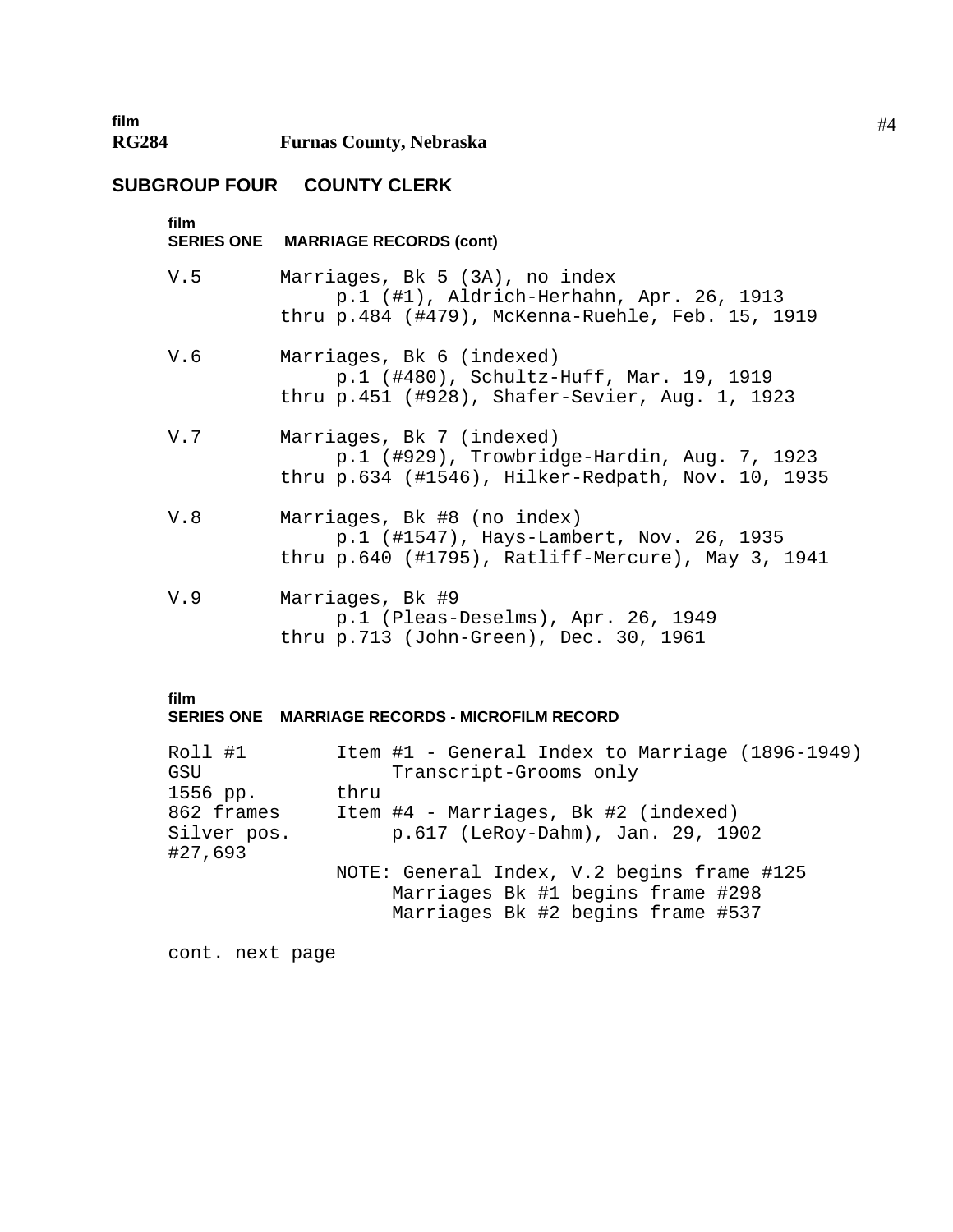film
**RG284 Furnas County, Nebraska**

## SUBGROUP FOUR COUNTY CLERK

film
**SERIES ONE MARRIAGE RECORDS (cont)**

V.5 Marriages, Bk 5 (3A), no index
p.1 (#1), Aldrich-Herhahn, Apr. 26, 1913
thru p.484 (#479), McKenna-Ruehle, Feb. 15, 1919

V.6 Marriages, Bk 6 (indexed)
p.1 (#480), Schultz-Huff, Mar. 19, 1919
thru p.451 (#928), Shafer-Sevier, Aug. 1, 1923

V.7 Marriages, Bk 7 (indexed)
p.1 (#929), Trowbridge-Hardin, Aug. 7, 1923
thru p.634 (#1546), Hilker-Redpath, Nov. 10, 1935

V.8 Marriages, Bk #8 (no index)
p.1 (#1547), Hays-Lambert, Nov. 26, 1935
thru p.640 (#1795), Ratliff-Mercure), May 3, 1941

V.9 Marriages, Bk #9
p.1 (Pleas-Deselms), Apr. 26, 1949
thru p.713 (John-Green), Dec. 30, 1961

film
**SERIES ONE MARRIAGE RECORDS - MICROFILM RECORD**

Roll #1
GSU
1556 pp.
862 frames
Silver pos.
#27,693

Item #1 - General Index to Marriage (1896-1949)
Transcript-Grooms only
thru
Item #4 - Marriages, Bk #2 (indexed)
p.617 (LeRoy-Dahm), Jan. 29, 1902

NOTE: General Index, V.2 begins frame #125
Marriages Bk #1 begins frame #298
Marriages Bk #2 begins frame #537

cont. next page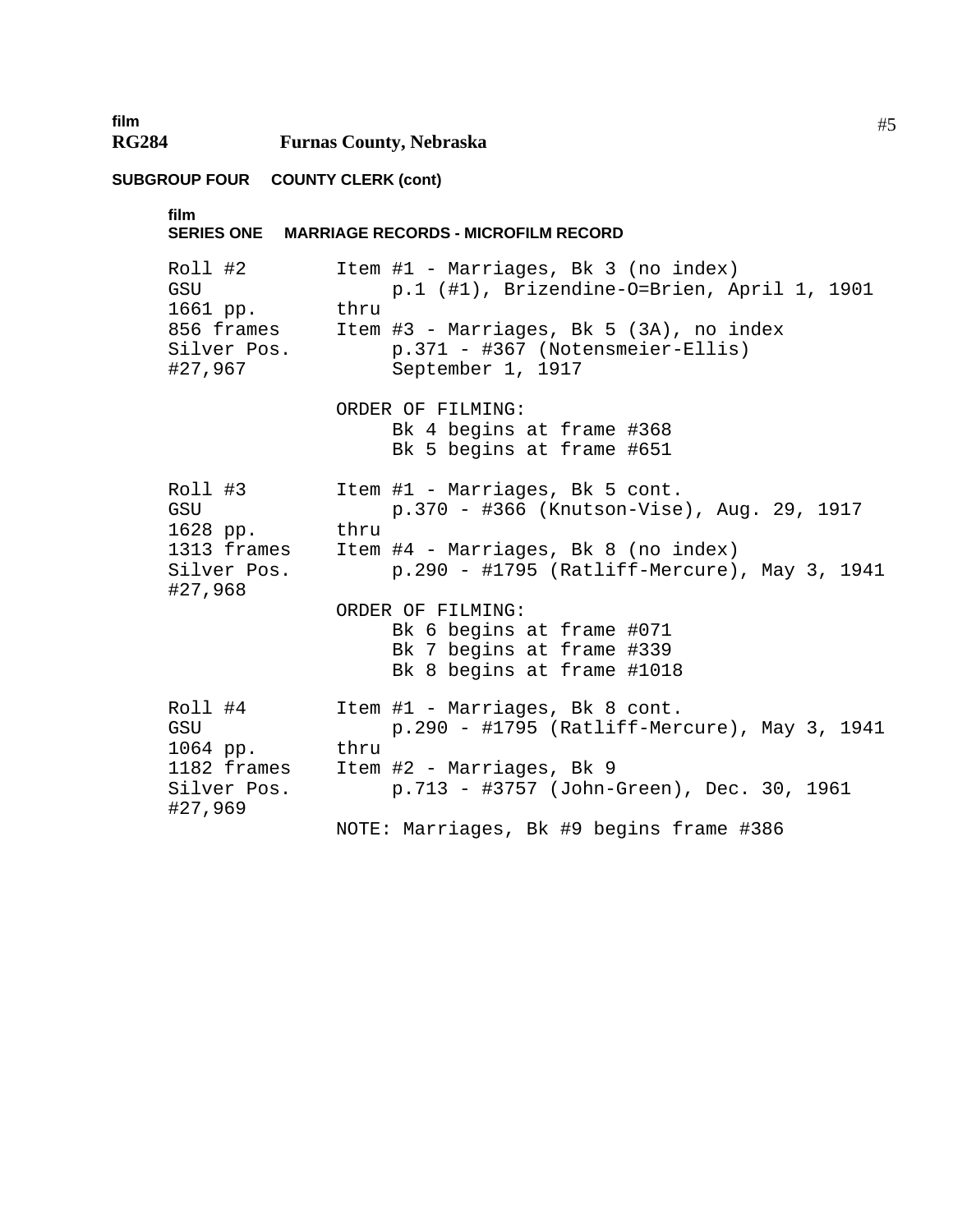film
**RG284 Furnas County, Nebraska**

**SUBGROUP FOUR COUNTY CLERK (cont)**

film
**SERIES ONE MARRIAGE RECORDS - MICROFILM RECORD**

| | |
|---|---|
| Roll #2<br>GSU<br>1661 pp.<br>856 frames<br>Silver Pos.<br>#27,967 | Item #1 - Marriages, Bk 3 (no index)<br>p.1 (#1), Brizendine-O=Brien, April 1, 1901<br>thru<br>Item #3 - Marriages, Bk 5 (3A), no index<br>p.371 - #367 (Notensmeier-Ellis)<br>September 1, 1917<br><br>ORDER OF FILMING:<br>Bk 4 begins at frame #368<br>Bk 5 begins at frame #651 |
| Roll #3<br>GSU<br>1628 pp.<br>1313 frames<br>Silver Pos.<br>#27,968 | Item #1 - Marriages, Bk 5 cont.<br>p.370 - #366 (Knutson-Vise), Aug. 29, 1917<br>thru<br>Item #4 - Marriages, Bk 8 (no index)<br>p.290 - #1795 (Ratliff-Mercure), May 3, 1941<br><br>ORDER OF FILMING:<br>Bk 6 begins at frame #071<br>Bk 7 begins at frame #339<br>Bk 8 begins at frame #1018 |
| Roll #4<br>GSU<br>1064 pp.<br>1182 frames<br>Silver Pos.<br>#27,969 | Item #1 - Marriages, Bk 8 cont.<br>p.290 - #1795 (Ratliff-Mercure), May 3, 1941<br>thru<br>Item #2 - Marriages, Bk 9<br>p.713 - #3757 (John-Green), Dec. 30, 1961<br><br>NOTE: Marriages, Bk #9 begins frame #386 |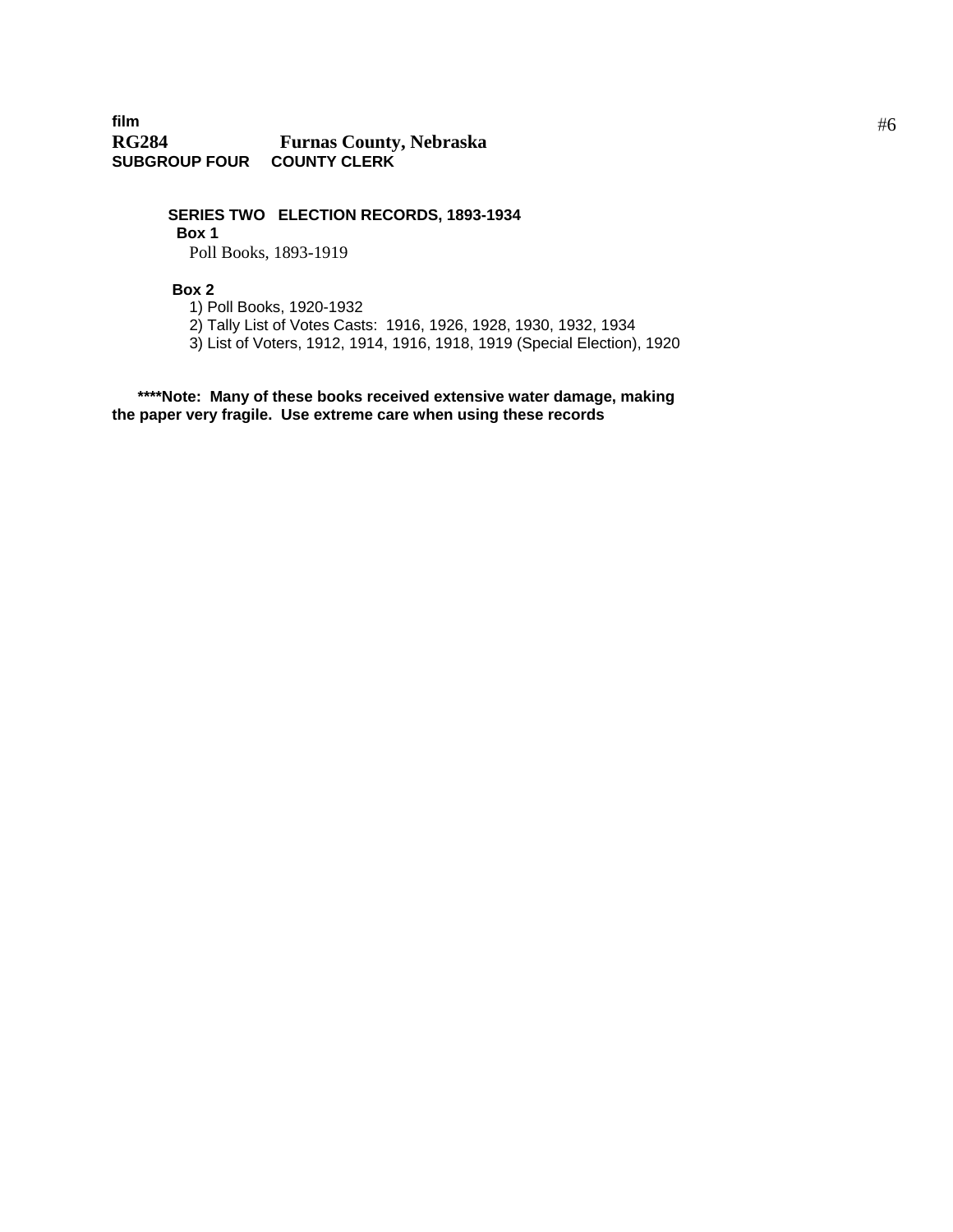**film**
**RG284 Furnas County, Nebraska**
**SUBGROUP FOUR COUNTY CLERK**

**SERIES TWO ELECTION RECORDS, 1893-1934**

**Box 1**

Poll Books, 1893-1919

**Box 2**

1) Poll Books, 1920-1932
2) Tally List of Votes Casts: 1916, 1926, 1928, 1930, 1932, 1934
3) List of Voters, 1912, 1914, 1916, 1918, 1919 (Special Election), 1920

**\*\*\*\*Note: Many of these books received extensive water damage, making the paper very fragile. Use extreme care when using these records**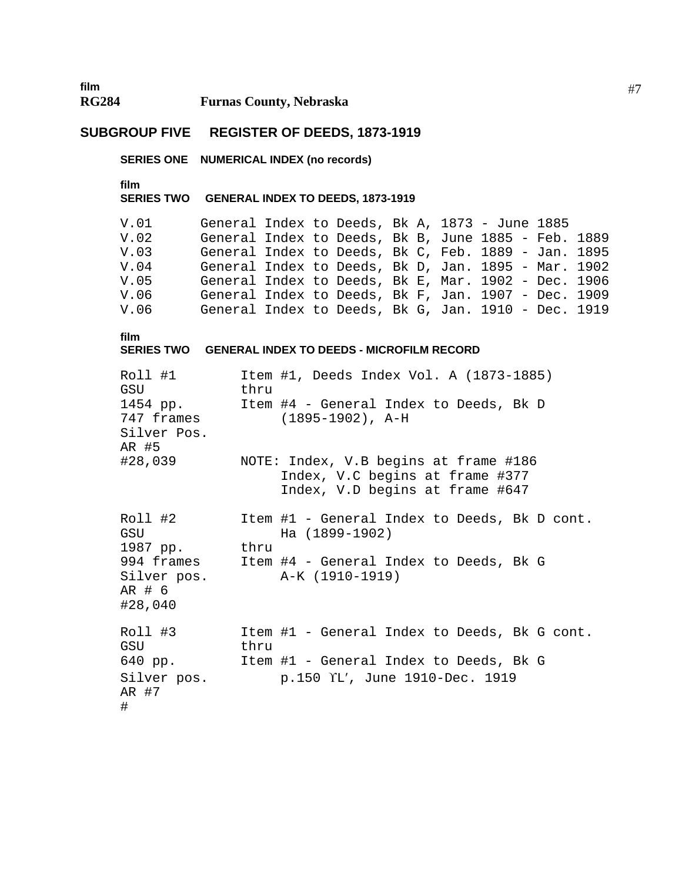film
**RG284** **Furnas County, Nebraska**

## SUBGROUP FIVE REGISTER OF DEEDS, 1873-1919

### SERIES ONE NUMERICAL INDEX (no records)

film
### SERIES TWO GENERAL INDEX TO DEEDS, 1873-1919

```
V.01      General Index to Deeds, Bk A, 1873 - June 1885
V.02      General Index to Deeds, Bk B, June 1885 - Feb. 1889
V.03      General Index to Deeds, Bk C, Feb. 1889 - Jan. 1895
V.04      General Index to Deeds, Bk D, Jan. 1895 - Mar. 1902
V.05      General Index to Deeds, Bk E, Mar. 1902 - Dec. 1906
V.06      General Index to Deeds, Bk F, Jan. 1907 - Dec. 1909
V.06      General Index to Deeds, Bk G, Jan. 1910 - Dec. 1919
```

film
### SERIES TWO GENERAL INDEX TO DEEDS - MICROFILM RECORD

```
Roll #1          Item #1, Deeds Index Vol. A (1873-1885)
GSU              thru
1454 pp.         Item #4 - General Index to Deeds, Bk D
747 frames            (1895-1902), A-H
Silver Pos.
AR #5
#28,039          NOTE: Index, V.B begins at frame #186
                       Index, V.C begins at frame #377
                       Index, V.D begins at frame #647

Roll #2          Item #1 - General Index to Deeds, Bk D cont.
GSU                   Ha (1899-1902)
1987 pp.         thru
994 frames       Item #4 - General Index to Deeds, Bk G
Silver pos.           A-K (1910-1919)
AR # 6
#28,040

Roll #3          Item #1 - General Index to Deeds, Bk G cont.
GSU              thru
640 pp.          Item #1 - General Index to Deeds, Bk G
Silver pos.           p.150 ϒL′, June 1910-Dec. 1919
AR #7
#
```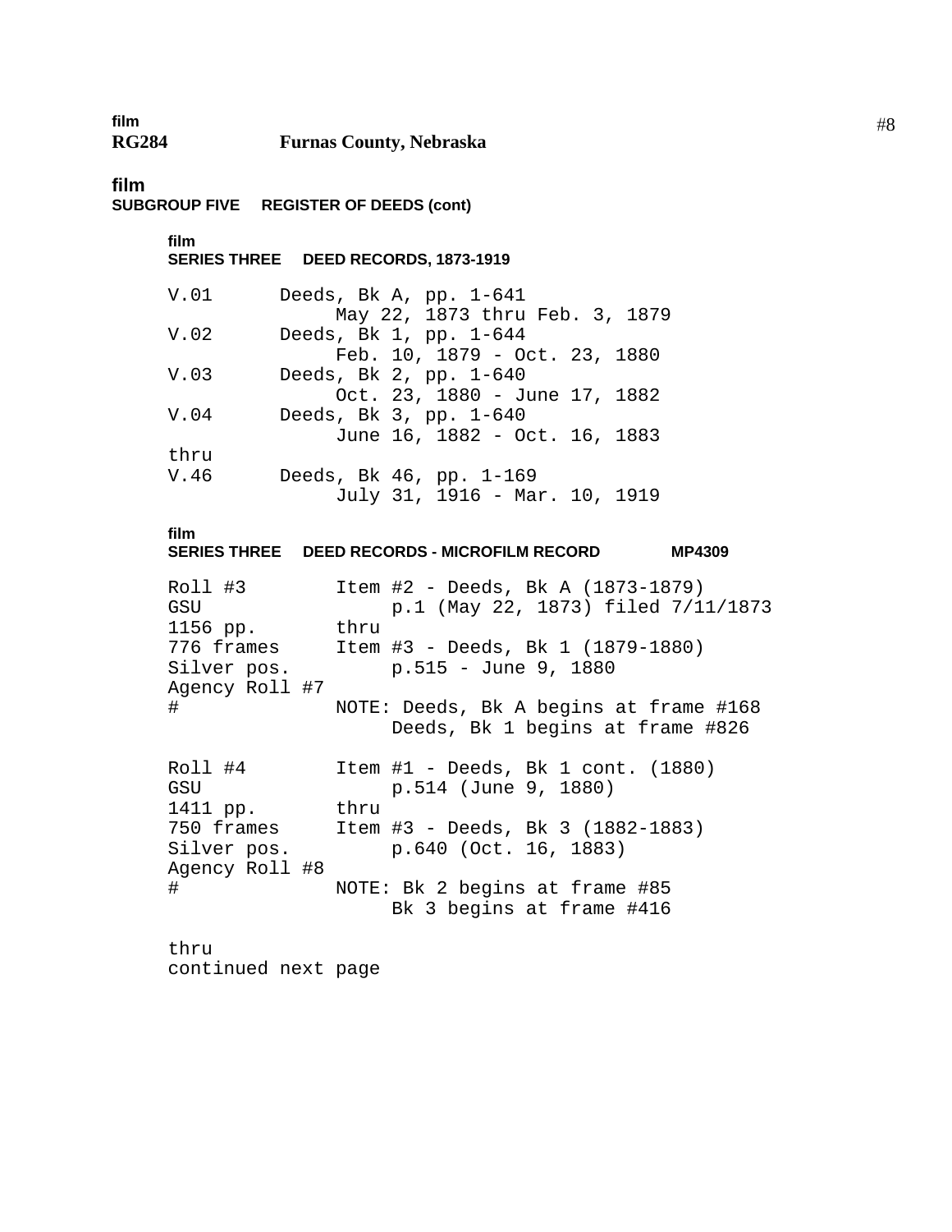film
**RG284** **Furnas County, Nebraska**

film
**SUBGROUP FIVE REGISTER OF DEEDS (cont)**

film
**SERIES THREE DEED RECORDS, 1873-1919**

```
V.01      Deeds, Bk A, pp. 1-641
               May 22, 1873 thru Feb. 3, 1879
V.02      Deeds, Bk 1, pp. 1-644
               Feb. 10, 1879 - Oct. 23, 1880
V.03      Deeds, Bk 2, pp. 1-640
               Oct. 23, 1880 - June 17, 1882
V.04      Deeds, Bk 3, pp. 1-640
               June 16, 1882 - Oct. 16, 1883
thru
V.46      Deeds, Bk 46, pp. 1-169
               July 31, 1916 - Mar. 10, 1919
```

film
**SERIES THREE DEED RECORDS - MICROFILM RECORD MP4309**

```
Roll #3         Item #2 - Deeds, Bk A (1873-1879)
GSU                  p.1 (May 22, 1873) filed 7/11/1873
1156 pp.        thru
776 frames      Item #3 - Deeds, Bk 1 (1879-1880)
Silver pos.          p.515 - June 9, 1880
Agency Roll #7
#               NOTE: Deeds, Bk A begins at frame #168
                     Deeds, Bk 1 begins at frame #826

Roll #4         Item #1 - Deeds, Bk 1 cont. (1880)
GSU                  p.514 (June 9, 1880)
1411 pp.        thru
750 frames      Item #3 - Deeds, Bk 3 (1882-1883)
Silver pos.          p.640 (Oct. 16, 1883)
Agency Roll #8
#               NOTE: Bk 2 begins at frame #85
                     Bk 3 begins at frame #416

thru
continued next page
```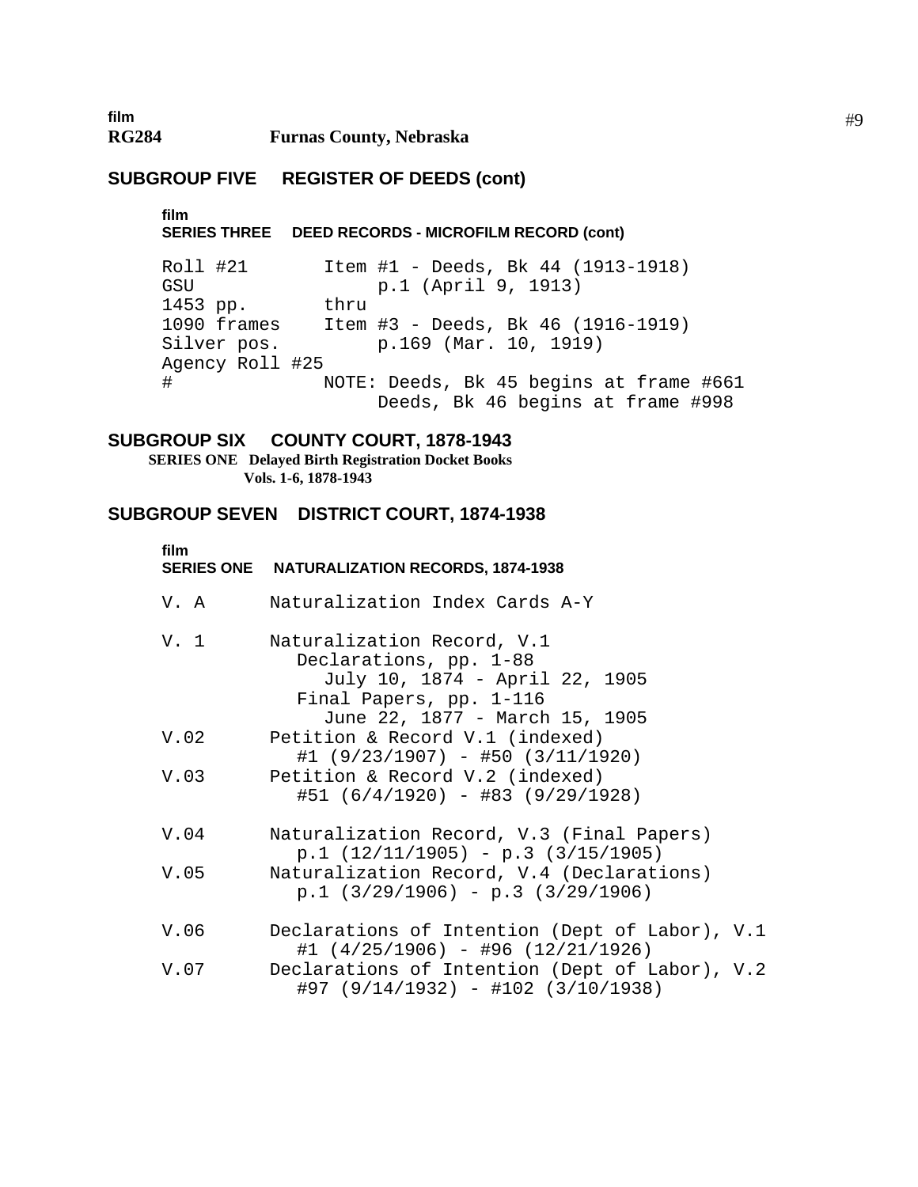film
**RG284** **Furnas County, Nebraska**

## SUBGROUP FIVE REGISTER OF DEEDS (cont)

film
**SERIES THREE DEED RECORDS - MICROFILM RECORD (cont)**

```
Roll #21          Item #1 - Deeds, Bk 44 (1913-1918)
GSU                    p.1 (April 9, 1913)
1453 pp.          thru
1090 frames       Item #3 - Deeds, Bk 46 (1916-1919)
Silver pos.            p.169 (Mar. 10, 1919)
Agency Roll #25
#                 NOTE: Deeds, Bk 45 begins at frame #661
                        Deeds, Bk 46 begins at frame #998
```

## SUBGROUP SIX COUNTY COURT, 1878-1943

**SERIES ONE Delayed Birth Registration Docket Books**
**Vols. 1-6, 1878-1943**

## SUBGROUP SEVEN DISTRICT COURT, 1874-1938

film
**SERIES ONE NATURALIZATION RECORDS, 1874-1938**

```
V. A      Naturalization Index Cards A-Y

V. 1      Naturalization Record, V.1
             Declarations, pp. 1-88
                July 10, 1874 - April 22, 1905
             Final Papers, pp. 1-116
                June 22, 1877 - March 15, 1905
V.02      Petition & Record V.1 (indexed)
             #1 (9/23/1907) - #50 (3/11/1920)
V.03      Petition & Record V.2 (indexed)
             #51 (6/4/1920) - #83 (9/29/1928)

V.04      Naturalization Record, V.3 (Final Papers)
             p.1 (12/11/1905) - p.3 (3/15/1905)
V.05      Naturalization Record, V.4 (Declarations)
             p.1 (3/29/1906) - p.3 (3/29/1906)

V.06      Declarations of Intention (Dept of Labor), V.1
             #1 (4/25/1906) - #96 (12/21/1926)
V.07      Declarations of Intention (Dept of Labor), V.2
             #97 (9/14/1932) - #102 (3/10/1938)
```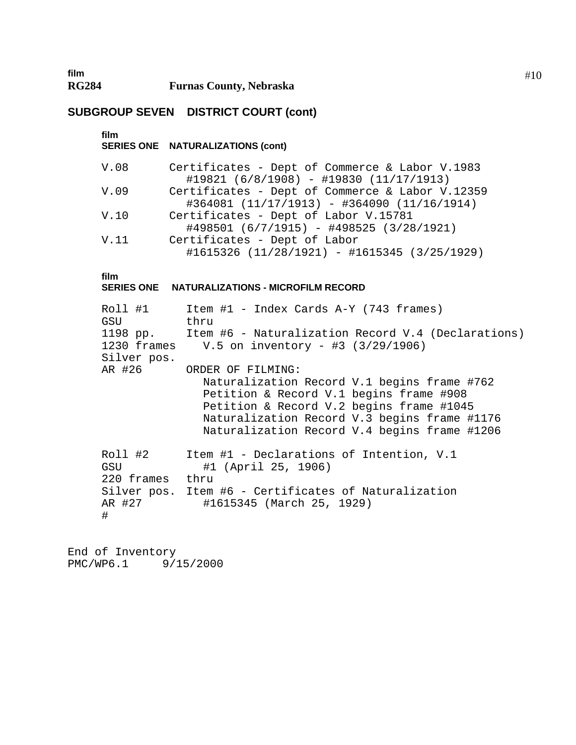film
**RG284 Furnas County, Nebraska**

## SUBGROUP SEVEN DISTRICT COURT (cont)

film
**SERIES ONE NATURALIZATIONS (cont)**

```
V.08      Certificates - Dept of Commerce & Labor V.1983
            #19821 (6/8/1908) - #19830 (11/17/1913)
V.09      Certificates - Dept of Commerce & Labor V.12359
            #364081 (11/17/1913) - #364090 (11/16/1914)
V.10      Certificates - Dept of Labor V.15781
            #498501 (6/7/1915) - #498525 (3/28/1921)
V.11      Certificates - Dept of Labor
            #1615326 (11/28/1921) - #1615345 (3/25/1929)
```

film
**SERIES ONE NATURALIZATIONS - MICROFILM RECORD**

```
Roll #1      Item #1 - Index Cards A-Y (743 frames)
GSU          thru
1198 pp.     Item #6 - Naturalization Record V.4 (Declarations)
1230 frames    V.5 on inventory - #3 (3/29/1906)
Silver pos.
AR #26       ORDER OF FILMING:
               Naturalization Record V.1 begins frame #762
               Petition & Record V.1 begins frame #908
               Petition & Record V.2 begins frame #1045
               Naturalization Record V.3 begins frame #1176
               Naturalization Record V.4 begins frame #1206

Roll #2      Item #1 - Declarations of Intention, V.1
GSU            #1 (April 25, 1906)
220 frames   thru
Silver pos.  Item #6 - Certificates of Naturalization
AR #27         #1615345 (March 25, 1929)
#
```

End of Inventory
PMC/WP6.1 9/15/2000